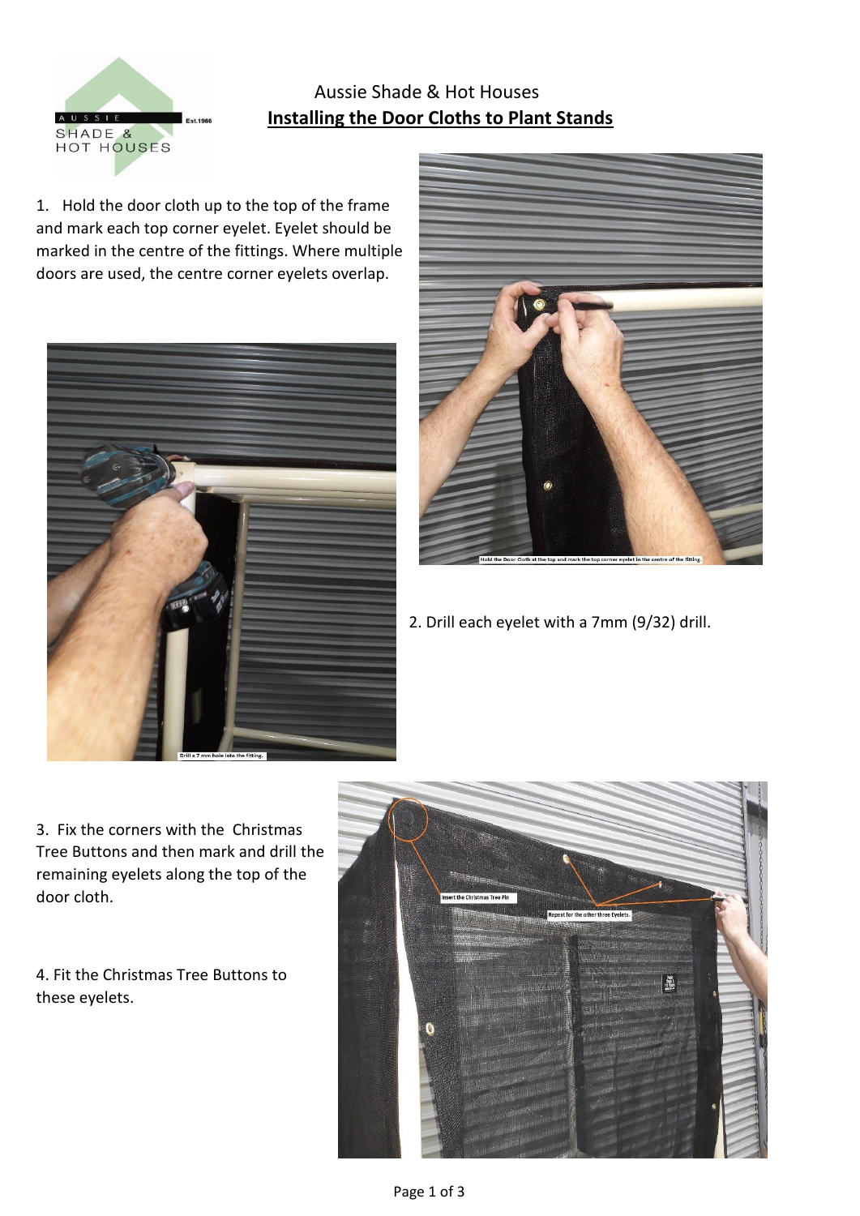Aussie Shade & Hot Houses

## Installing the Door Cloths to Plant Stands

1. Hold the door cloth up to the top of the frame and mark each top corner eyelet. Eyelet should be marked in the centre of the fittings. Where multiple doors are used, the centre corner eyelets overlap.

Hold the Door Cloth at the top and mark the top corner eyelet in the centre of the fitting.

2. Drill each eyelet with a 7mm (9/32) drill.

Drill a 7 mm hole into the fitting.

3. Fix the corners with the Christmas Tree Buttons and then mark and drill the remaining eyelets along the top of the door cloth.

4. Fit the Christmas Tree Buttons to these eyelets.

Insert the Christmas Tree Pin

Repeat for the other three Eyelets.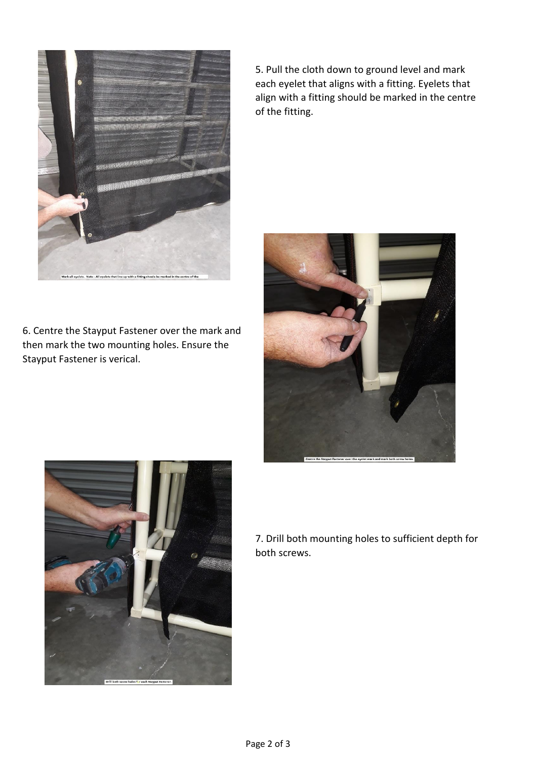5. Pull the cloth down to ground level and mark each eyelet that aligns with a fitting. Eyelets that align with a fitting should be marked in the centre of the fitting.

Mark all eyelets. Note - All eyelets that line up with a fitting should be marked in the centre of the

6. Centre the Stayput Fastener over the mark and then mark the two mounting holes. Ensure the Stayput Fastener is verical.

Centre the Stayput Fastener over the eyelet mark and mark both screw holes.

7. Drill both mounting holes to sufficient depth for both screws.

Drill both screw holes for each Stayput Fastener.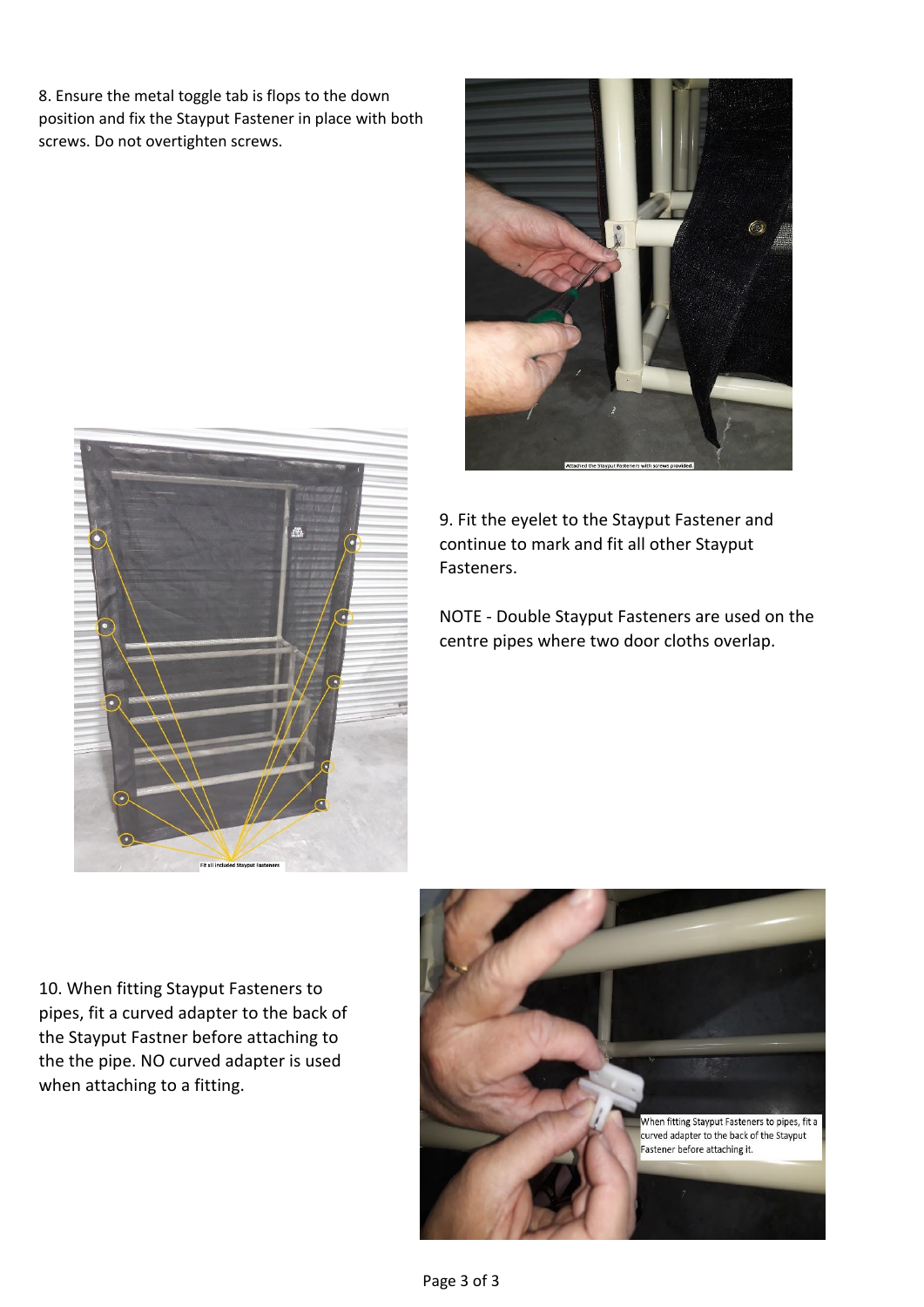8. Ensure the metal toggle tab is flops to the down position and fix the Stayput Fastener in place with both screws. Do not overtighten screws.

9. Fit the eyelet to the Stayput Fastener and continue to mark and fit all other Stayput Fasteners.

NOTE - Double Stayput Fasteners are used on the centre pipes where two door cloths overlap.

10. When fitting Stayput Fasteners to pipes, fit a curved adapter to the back of the Stayput Fastner before attaching to the the pipe. NO curved adapter is used when attaching to a fitting.